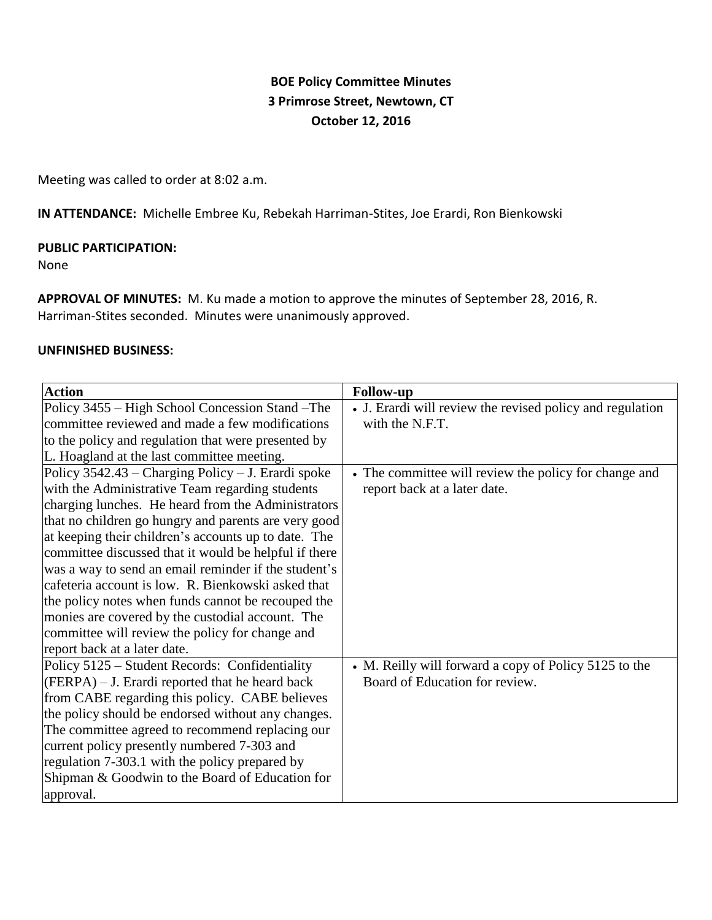# BOE Policy Committee Minutes
## 3 Primrose Street, Newtown, CT
## October 12, 2016

Meeting was called to order at 8:02 a.m.

**IN ATTENDANCE:** Michelle Embree Ku, Rebekah Harriman-Stites, Joe Erardi, Ron Bienkowski

**PUBLIC PARTICIPATION:**
None

**APPROVAL OF MINUTES:** M. Ku made a motion to approve the minutes of September 28, 2016, R. Harriman-Stites seconded. Minutes were unanimously approved.

**UNFINISHED BUSINESS:**

| Action | Follow-up |
|---|---|
| Policy 3455 – High School Concession Stand –The committee reviewed and made a few modifications to the policy and regulation that were presented by L. Hoagland at the last committee meeting. | • J. Erardi will review the revised policy and regulation with the N.F.T. |
| Policy 3542.43 – Charging Policy – J. Erardi spoke with the Administrative Team regarding students charging lunches. He heard from the Administrators that no children go hungry and parents are very good at keeping their children's accounts up to date. The committee discussed that it would be helpful if there was a way to send an email reminder if the student's cafeteria account is low. R. Bienkowski asked that the policy notes when funds cannot be recouped the monies are covered by the custodial account. The committee will review the policy for change and report back at a later date. | • The committee will review the policy for change and report back at a later date. |
| Policy 5125 – Student Records: Confidentiality (FERPA) – J. Erardi reported that he heard back from CABE regarding this policy. CABE believes the policy should be endorsed without any changes. The committee agreed to recommend replacing our current policy presently numbered 7-303 and regulation 7-303.1 with the policy prepared by Shipman & Goodwin to the Board of Education for approval. | • M. Reilly will forward a copy of Policy 5125 to the Board of Education for review. |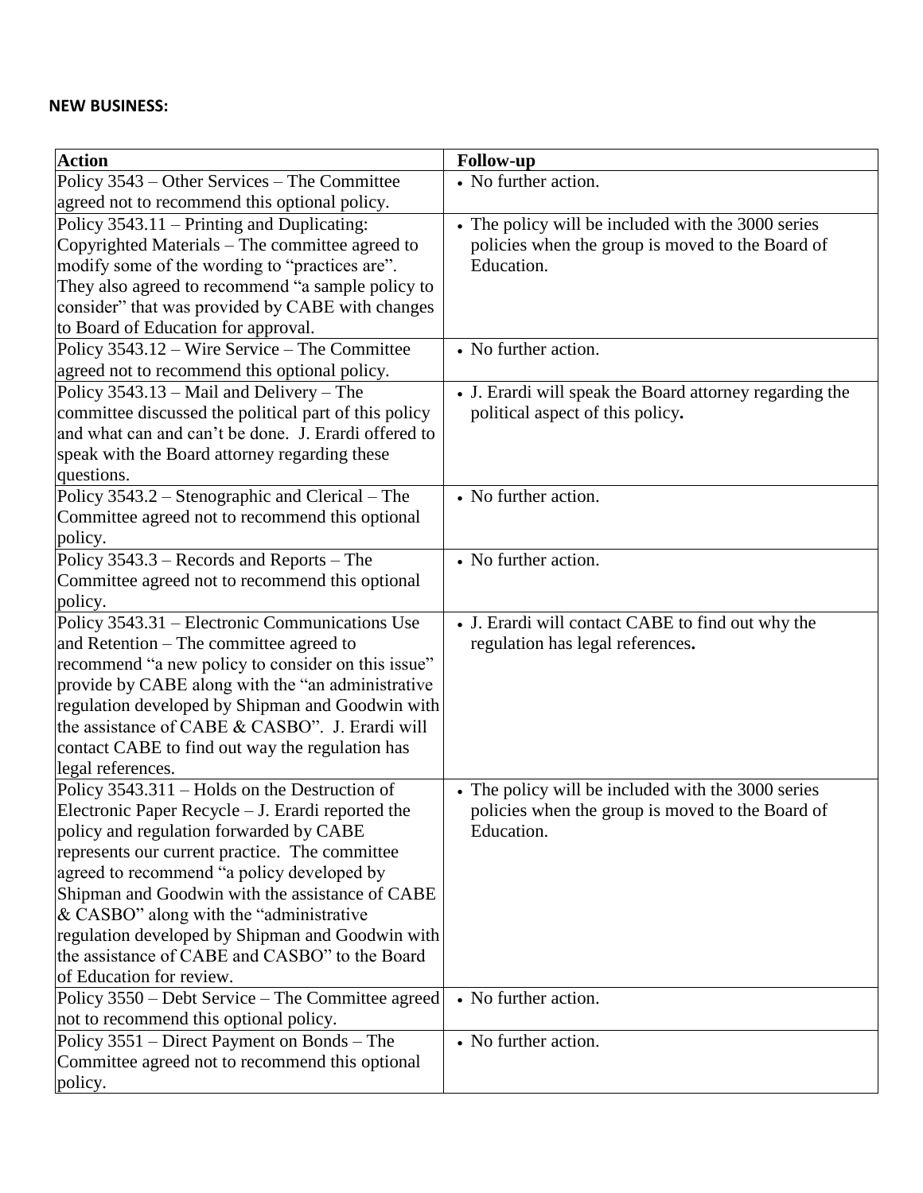**NEW BUSINESS:**

| Action | Follow-up |
|---|---|
| Policy 3543 – Other Services – The Committee agreed not to recommend this optional policy. | • No further action. |
| Policy 3543.11 – Printing and Duplicating: Copyrighted Materials – The committee agreed to modify some of the wording to "practices are". They also agreed to recommend "a sample policy to consider" that was provided by CABE with changes to Board of Education for approval. | • The policy will be included with the 3000 series policies when the group is moved to the Board of Education. |
| Policy 3543.12 – Wire Service – The Committee agreed not to recommend this optional policy. | • No further action. |
| Policy 3543.13 – Mail and Delivery – The committee discussed the political part of this policy and what can and can't be done. J. Erardi offered to speak with the Board attorney regarding these questions. | • J. Erardi will speak the Board attorney regarding the political aspect of this policy**.** |
| Policy 3543.2 – Stenographic and Clerical – The Committee agreed not to recommend this optional policy. | • No further action. |
| Policy 3543.3 – Records and Reports – The Committee agreed not to recommend this optional policy. | • No further action. |
| Policy 3543.31 – Electronic Communications Use and Retention – The committee agreed to recommend "a new policy to consider on this issue" provide by CABE along with the "an administrative regulation developed by Shipman and Goodwin with the assistance of CABE & CASBO". J. Erardi will contact CABE to find out way the regulation has legal references. | • J. Erardi will contact CABE to find out why the regulation has legal references**.** |
| Policy 3543.311 – Holds on the Destruction of Electronic Paper Recycle – J. Erardi reported the policy and regulation forwarded by CABE represents our current practice. The committee agreed to recommend "a policy developed by Shipman and Goodwin with the assistance of CABE & CASBO" along with the "administrative regulation developed by Shipman and Goodwin with the assistance of CABE and CASBO" to the Board of Education for review. | • The policy will be included with the 3000 series policies when the group is moved to the Board of Education. |
| Policy 3550 – Debt Service – The Committee agreed not to recommend this optional policy. | • No further action. |
| Policy 3551 – Direct Payment on Bonds – The Committee agreed not to recommend this optional policy. | • No further action. |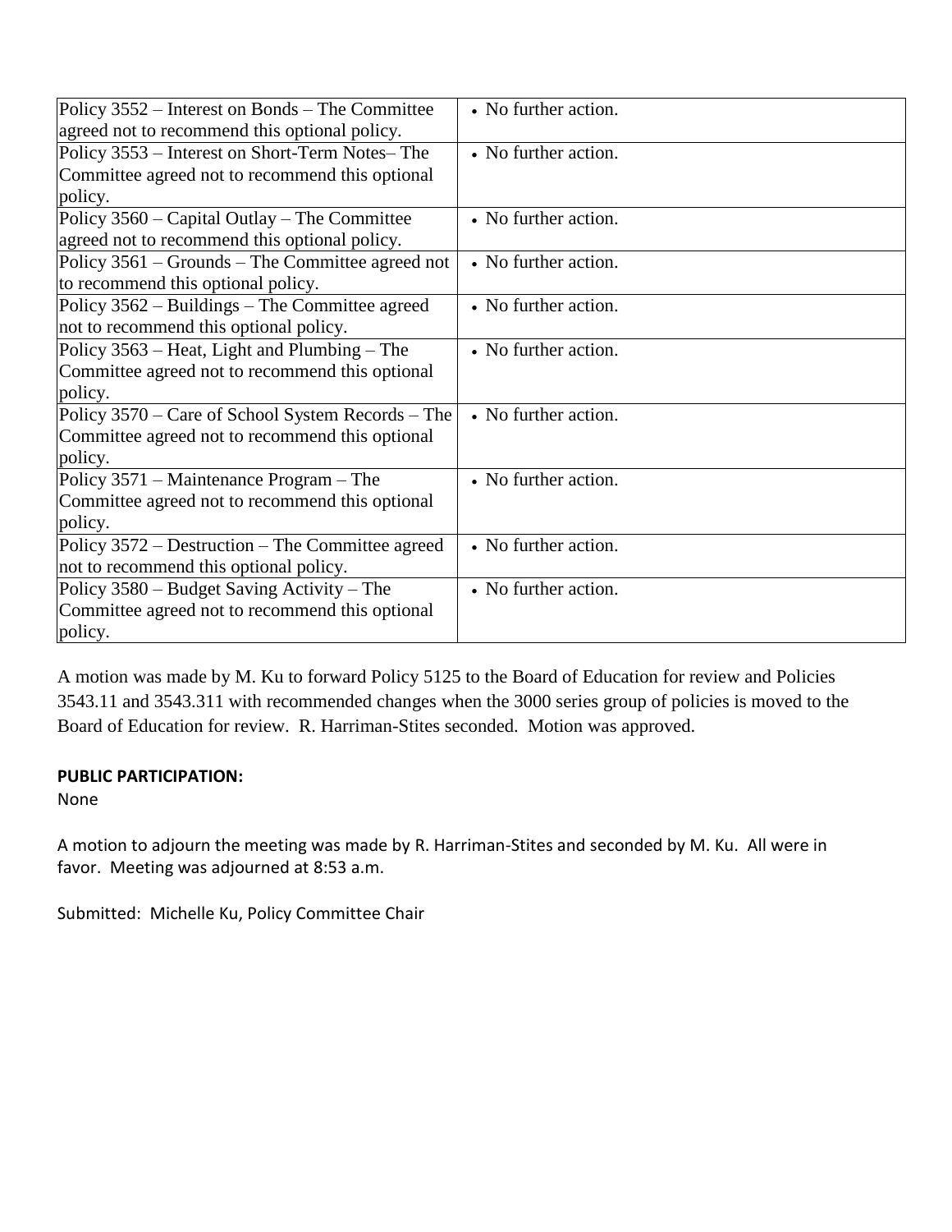| | |
|---|---|
| Policy 3552 – Interest on Bonds – The Committee agreed not to recommend this optional policy. | • No further action. |
| Policy 3553 – Interest on Short-Term Notes– The Committee agreed not to recommend this optional policy. | • No further action. |
| Policy 3560 – Capital Outlay – The Committee agreed not to recommend this optional policy. | • No further action. |
| Policy 3561 – Grounds – The Committee agreed not to recommend this optional policy. | • No further action. |
| Policy 3562 – Buildings – The Committee agreed not to recommend this optional policy. | • No further action. |
| Policy 3563 – Heat, Light and Plumbing – The Committee agreed not to recommend this optional policy. | • No further action. |
| Policy 3570 – Care of School System Records – The Committee agreed not to recommend this optional policy. | • No further action. |
| Policy 3571 – Maintenance Program – The Committee agreed not to recommend this optional policy. | • No further action. |
| Policy 3572 – Destruction – The Committee agreed not to recommend this optional policy. | • No further action. |
| Policy 3580 – Budget Saving Activity – The Committee agreed not to recommend this optional policy. | • No further action. |

A motion was made by M. Ku to forward Policy 5125 to the Board of Education for review and Policies 3543.11 and 3543.311 with recommended changes when the 3000 series group of policies is moved to the Board of Education for review. R. Harriman-Stites seconded. Motion was approved.

**PUBLIC PARTICIPATION:**

None

A motion to adjourn the meeting was made by R. Harriman-Stites and seconded by M. Ku. All were in favor. Meeting was adjourned at 8:53 a.m.

Submitted: Michelle Ku, Policy Committee Chair